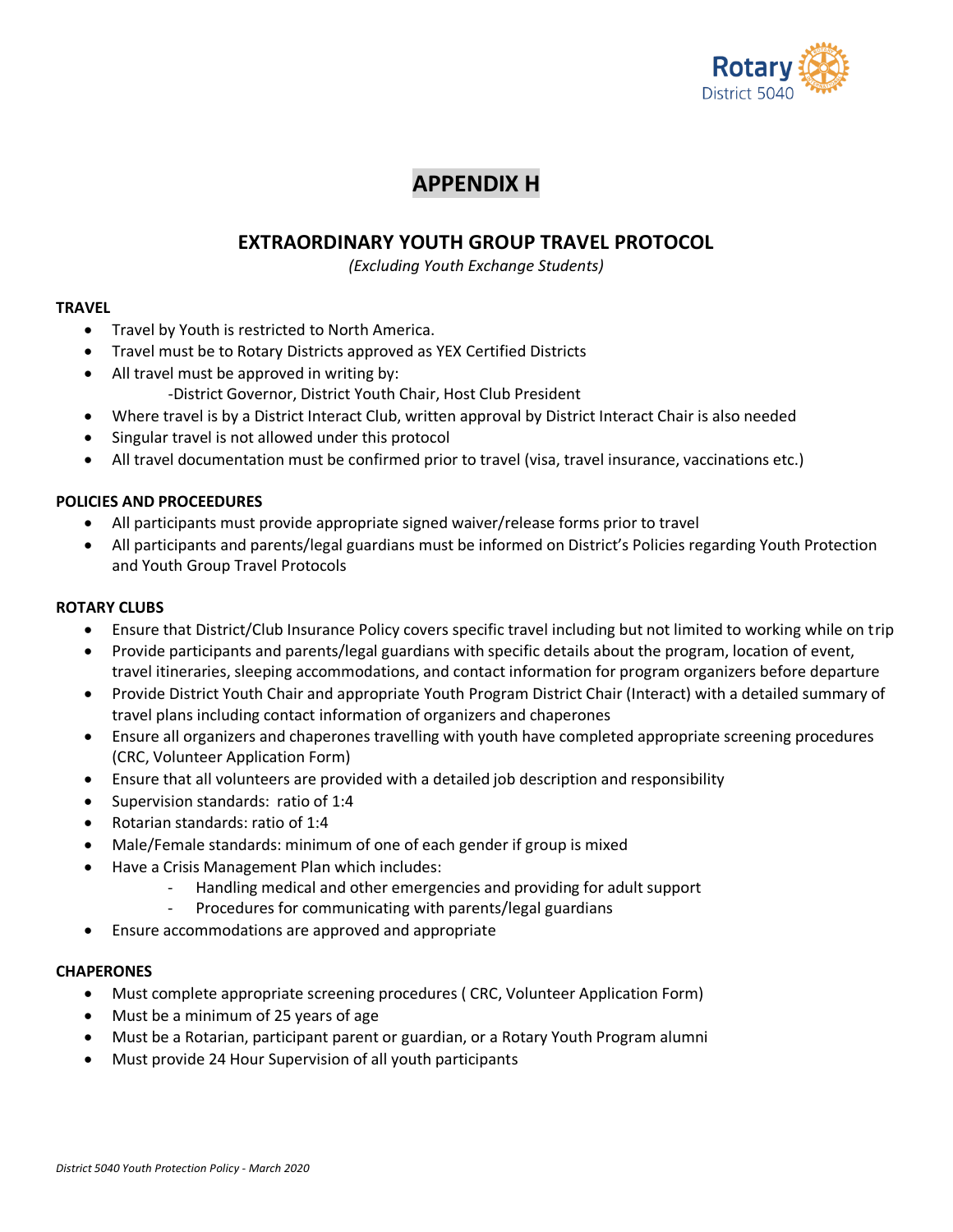# APPENDIX H

## EXTRAORDINARY YOUTH GROUP TRAVEL PROTOCOL

*(Excluding Youth Exchange Students)*

**TRAVEL**

- Travel by Youth is restricted to North America.
- Travel must be to Rotary Districts approved as YEX Certified Districts
- All travel must be approved in writing by:
  -District Governor, District Youth Chair, Host Club President
- Where travel is by a District Interact Club, written approval by District Interact Chair is also needed
- Singular travel is not allowed under this protocol
- All travel documentation must be confirmed prior to travel (visa, travel insurance, vaccinations etc.)

**POLICIES AND PROCEEDURES**

- All participants must provide appropriate signed waiver/release forms prior to travel
- All participants and parents/legal guardians must be informed on District's Policies regarding Youth Protection and Youth Group Travel Protocols

**ROTARY CLUBS**

- Ensure that District/Club Insurance Policy covers specific travel including but not limited to working while on trip
- Provide participants and parents/legal guardians with specific details about the program, location of event, travel itineraries, sleeping accommodations, and contact information for program organizers before departure
- Provide District Youth Chair and appropriate Youth Program District Chair (Interact) with a detailed summary of travel plans including contact information of organizers and chaperones
- Ensure all organizers and chaperones travelling with youth have completed appropriate screening procedures (CRC, Volunteer Application Form)
- Ensure that all volunteers are provided with a detailed job description and responsibility
- Supervision standards: ratio of 1:4
- Rotarian standards: ratio of 1:4
- Male/Female standards: minimum of one of each gender if group is mixed
- Have a Crisis Management Plan which includes:
  - Handling medical and other emergencies and providing for adult support
  - Procedures for communicating with parents/legal guardians
- Ensure accommodations are approved and appropriate

**CHAPERONES**

- Must complete appropriate screening procedures ( CRC, Volunteer Application Form)
- Must be a minimum of 25 years of age
- Must be a Rotarian, participant parent or guardian, or a Rotary Youth Program alumni
- Must provide 24 Hour Supervision of all youth participants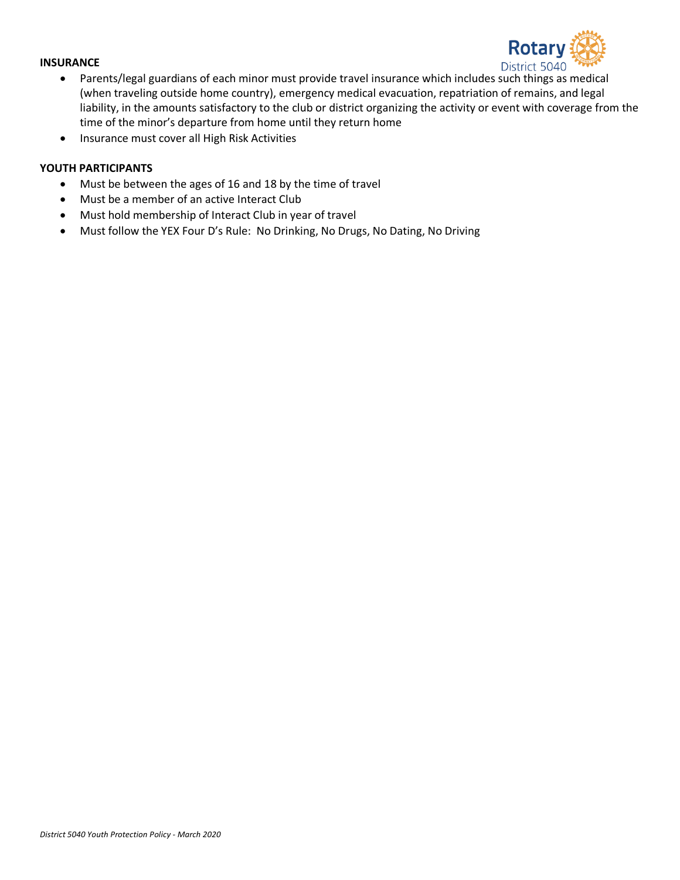**INSURANCE**

- Parents/legal guardians of each minor must provide travel insurance which includes such things as medical (when traveling outside home country), emergency medical evacuation, repatriation of remains, and legal liability, in the amounts satisfactory to the club or district organizing the activity or event with coverage from the time of the minor's departure from home until they return home
- Insurance must cover all High Risk Activities

**YOUTH PARTICIPANTS**

- Must be between the ages of 16 and 18 by the time of travel
- Must be a member of an active Interact Club
- Must hold membership of Interact Club in year of travel
- Must follow the YEX Four D's Rule: No Drinking, No Drugs, No Dating, No Driving